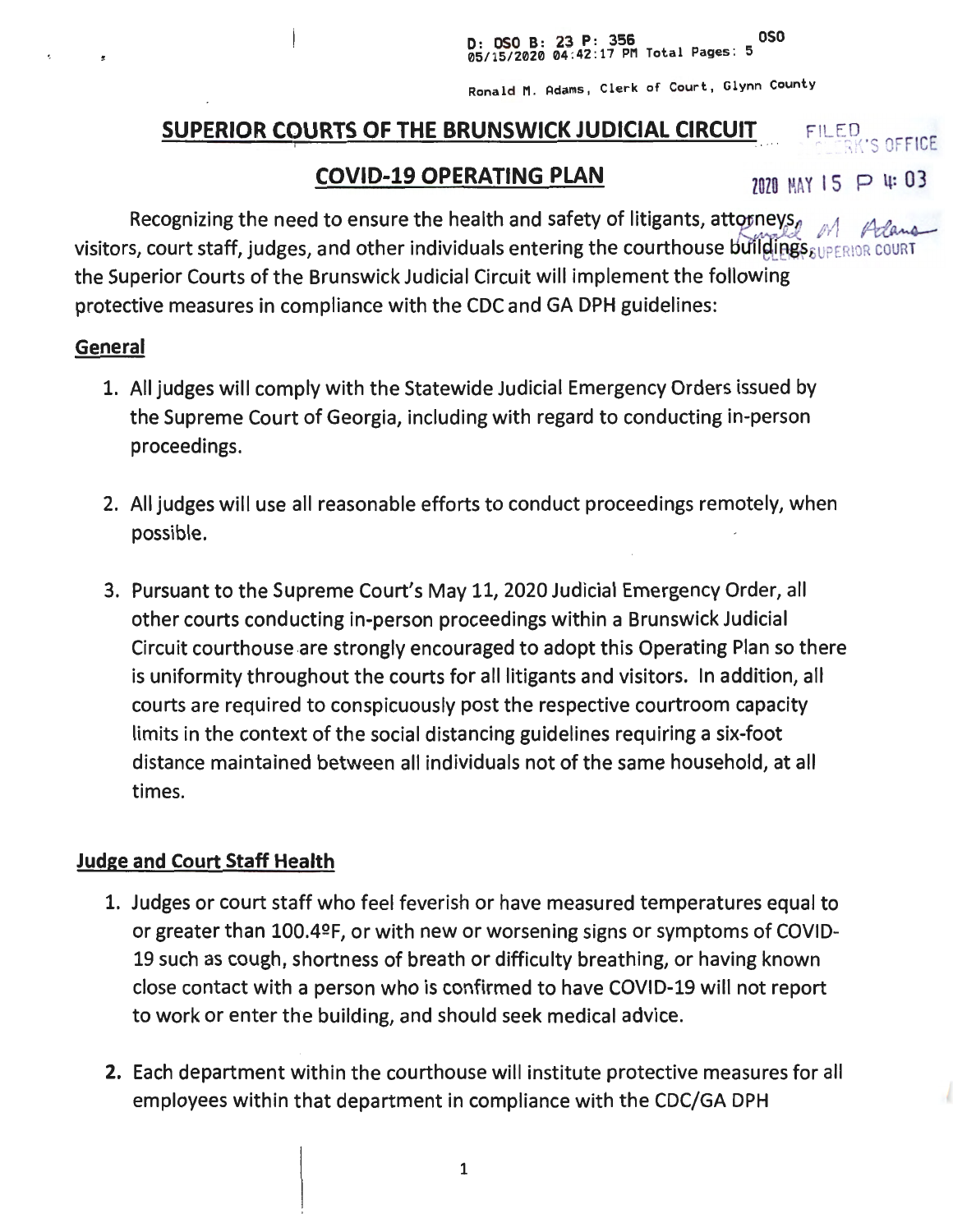D: OSO B: 23 P: 356 OSO
05/15/2020 04:42:17 PM Total Pages: 5

Ronald M. Adams, Clerk of Court, Glynn County

# SUPERIOR COURTS OF THE BRUNSWICK JUDICIAL CIRCUIT

FILED
CLERK'S OFFICE

## COVID-19 OPERATING PLAN

2020 MAY 15 P 4:03

Recognizing the need to ensure the health and safety of litigants, attorneys, visitors, court staff, judges, and other individuals entering the courthouse buildings, the Superior Courts of the Brunswick Judicial Circuit will implement the following protective measures in compliance with the CDC and GA DPH guidelines:

Ronald M Adams
CLERK SUPERIOR COURT

### General

1. All judges will comply with the Statewide Judicial Emergency Orders issued by the Supreme Court of Georgia, including with regard to conducting in-person proceedings.

2. All judges will use all reasonable efforts to conduct proceedings remotely, when possible.

3. Pursuant to the Supreme Court's May 11, 2020 Judicial Emergency Order, all other courts conducting in-person proceedings within a Brunswick Judicial Circuit courthouse are strongly encouraged to adopt this Operating Plan so there is uniformity throughout the courts for all litigants and visitors. In addition, all courts are required to conspicuously post the respective courtroom capacity limits in the context of the social distancing guidelines requiring a six-foot distance maintained between all individuals not of the same household, at all times.

### Judge and Court Staff Health

1. Judges or court staff who feel feverish or have measured temperatures equal to or greater than 100.4ºF, or with new or worsening signs or symptoms of COVID-19 such as cough, shortness of breath or difficulty breathing, or having known close contact with a person who is confirmed to have COVID-19 will not report to work or enter the building, and should seek medical advice.

2. Each department within the courthouse will institute protective measures for all employees within that department in compliance with the CDC/GA DPH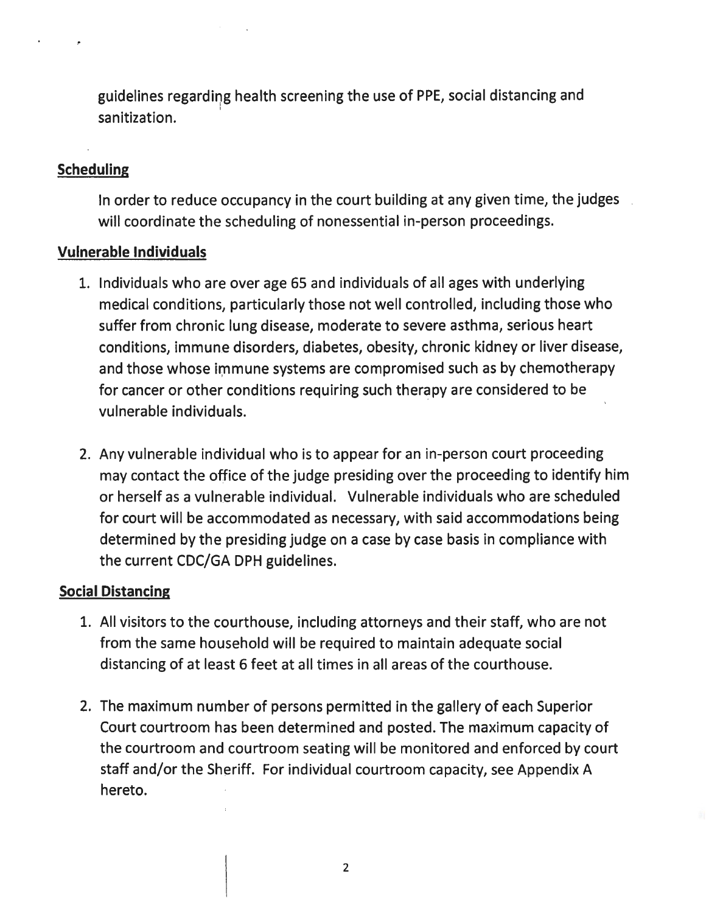guidelines regarding health screening the use of PPE, social distancing and sanitization.

**Scheduling**

In order to reduce occupancy in the court building at any given time, the judges will coordinate the scheduling of nonessential in-person proceedings.

**Vulnerable Individuals**

1. Individuals who are over age 65 and individuals of all ages with underlying medical conditions, particularly those not well controlled, including those who suffer from chronic lung disease, moderate to severe asthma, serious heart conditions, immune disorders, diabetes, obesity, chronic kidney or liver disease, and those whose immune systems are compromised such as by chemotherapy for cancer or other conditions requiring such therapy are considered to be vulnerable individuals.

2. Any vulnerable individual who is to appear for an in-person court proceeding may contact the office of the judge presiding over the proceeding to identify him or herself as a vulnerable individual. Vulnerable individuals who are scheduled for court will be accommodated as necessary, with said accommodations being determined by the presiding judge on a case by case basis in compliance with the current CDC/GA DPH guidelines.

**Social Distancing**

1. All visitors to the courthouse, including attorneys and their staff, who are not from the same household will be required to maintain adequate social distancing of at least 6 feet at all times in all areas of the courthouse.

2. The maximum number of persons permitted in the gallery of each Superior Court courtroom has been determined and posted. The maximum capacity of the courtroom and courtroom seating will be monitored and enforced by court staff and/or the Sheriff. For individual courtroom capacity, see Appendix A hereto.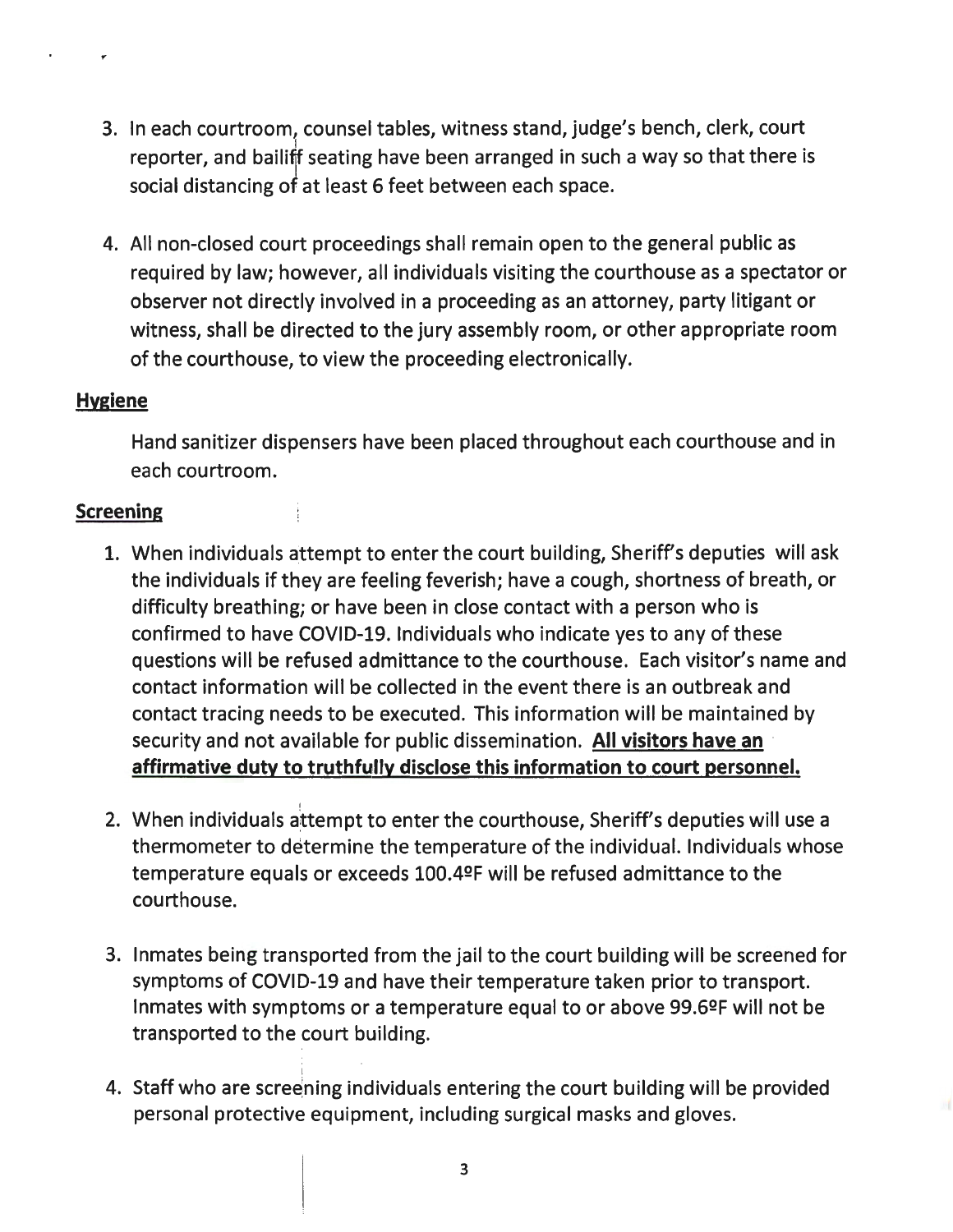3. In each courtroom, counsel tables, witness stand, judge's bench, clerk, court reporter, and bailiff seating have been arranged in such a way so that there is social distancing of at least 6 feet between each space.

4. All non-closed court proceedings shall remain open to the general public as required by law; however, all individuals visiting the courthouse as a spectator or observer not directly involved in a proceeding as an attorney, party litigant or witness, shall be directed to the jury assembly room, or other appropriate room of the courthouse, to view the proceeding electronically.

**Hygiene**

Hand sanitizer dispensers have been placed throughout each courthouse and in each courtroom.

**Screening**

1. When individuals attempt to enter the court building, Sheriff's deputies will ask the individuals if they are feeling feverish; have a cough, shortness of breath, or difficulty breathing; or have been in close contact with a person who is confirmed to have COVID-19. Individuals who indicate yes to any of these questions will be refused admittance to the courthouse. Each visitor's name and contact information will be collected in the event there is an outbreak and contact tracing needs to be executed. This information will be maintained by security and not available for public dissemination. **All visitors have an affirmative duty to truthfully disclose this information to court personnel.**

2. When individuals attempt to enter the courthouse, Sheriff's deputies will use a thermometer to determine the temperature of the individual. Individuals whose temperature equals or exceeds 100.4ºF will be refused admittance to the courthouse.

3. Inmates being transported from the jail to the court building will be screened for symptoms of COVID-19 and have their temperature taken prior to transport. Inmates with symptoms or a temperature equal to or above 99.6ºF will not be transported to the court building.

4. Staff who are screening individuals entering the court building will be provided personal protective equipment, including surgical masks and gloves.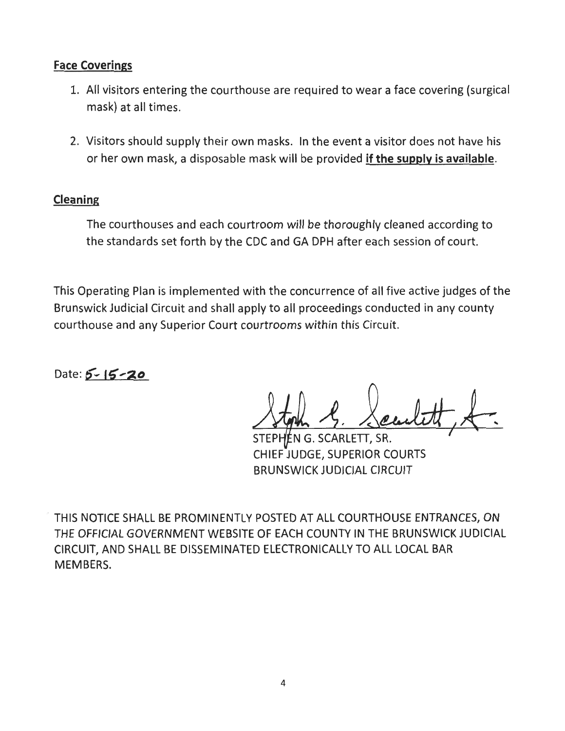## Face Coverings

1. All visitors entering the courthouse are required to wear a face covering (surgical mask) at all times.

2. Visitors should supply their own masks. In the event a visitor does not have his or her own mask, a disposable mask will be provided **if the supply is available**.

## Cleaning

The courthouses and each courtroom will be thoroughly cleaned according to the standards set forth by the CDC and GA DPH after each session of court.

This Operating Plan is implemented with the concurrence of all five active judges of the Brunswick Judicial Circuit and shall apply to all proceedings conducted in any county courthouse and any Superior Court courtrooms within this Circuit.

Date: 5-15-20

STEPHEN G. SCARLETT, SR.
CHIEF JUDGE, SUPERIOR COURTS
BRUNSWICK JUDICIAL CIRCUIT

THIS NOTICE SHALL BE PROMINENTLY POSTED AT ALL COURTHOUSE ENTRANCES, ON THE OFFICIAL GOVERNMENT WEBSITE OF EACH COUNTY IN THE BRUNSWICK JUDICIAL CIRCUIT, AND SHALL BE DISSEMINATED ELECTRONICALLY TO ALL LOCAL BAR MEMBERS.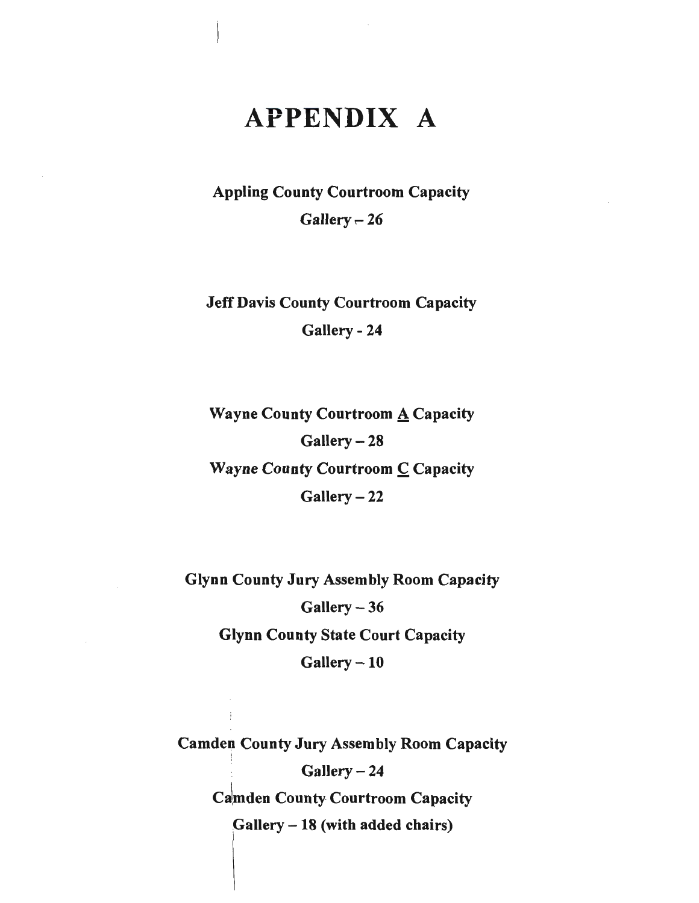# APPENDIX A

**Appling County Courtroom Capacity**

**Gallery – 26**

**Jeff Davis County Courtroom Capacity**

**Gallery - 24**

**Wayne County Courtroom A Capacity**

**Gallery – 28**

**Wayne County Courtroom C Capacity**

**Gallery – 22**

**Glynn County Jury Assembly Room Capacity**

**Gallery – 36**

**Glynn County State Court Capacity**

**Gallery – 10**

**Camden County Jury Assembly Room Capacity**

**Gallery – 24**

**Camden County Courtroom Capacity**

**Gallery – 18 (with added chairs)**